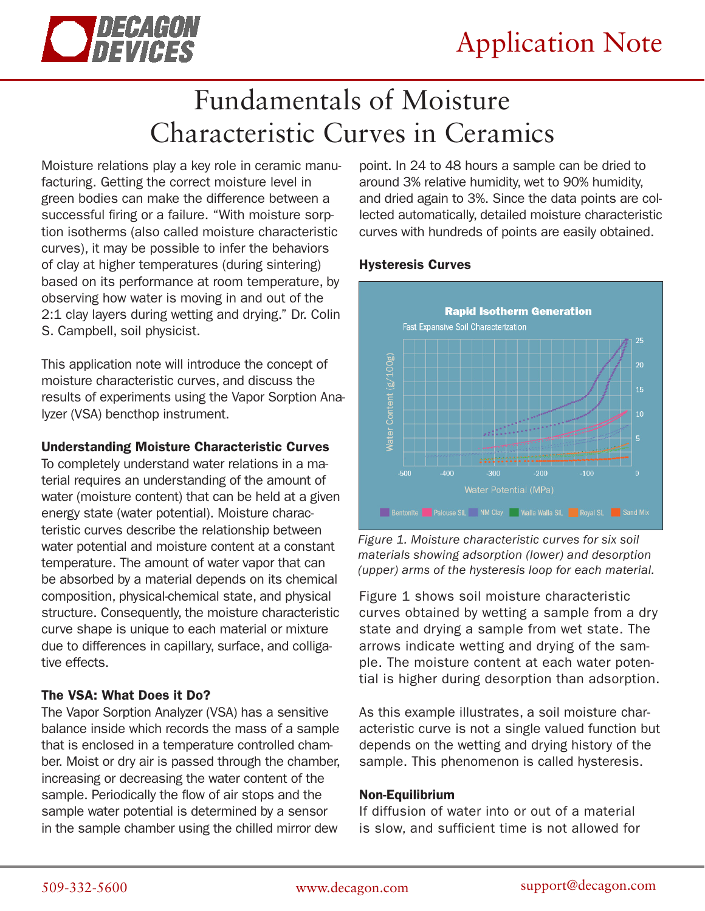# Fundamentals of Moisture Characteristic Curves in Ceramics

Moisture relations play a key role in ceramic manufacturing. Getting the correct moisture level in green bodies can make the difference between a successful firing or a failure. "With moisture sorption isotherms (also called moisture characteristic curves), it may be possible to infer the behaviors of clay at higher temperatures (during sintering) based on its performance at room temperature, by observing how water is moving in and out of the 2:1 clay layers during wetting and drying." Dr. Colin S. Campbell, soil physicist.

This application note will introduce the concept of moisture characteristic curves, and discuss the results of experiments using the Vapor Sorption Analyzer (VSA) benchtop instrument.

### Understanding Moisture Characteristic Curves

To completely understand water relations in a material requires an understanding of the amount of water (moisture content) that can be held at a given energy state (water potential). Moisture characteristic curves describe the relationship between water potential and moisture content at a constant temperature. The amount of water vapor that can be absorbed by a material depends on its chemical composition, physical-chemical state, and physical structure. Consequently, the moisture characteristic curve shape is unique to each material or mixture due to differences in capillary, surface, and colligative effects.

### The VSA: What Does it Do?

The Vapor Sorption Analyzer (VSA) has a sensitive balance inside which records the mass of a sample that is enclosed in a temperature controlled chamber. Moist or dry air is passed through the chamber, increasing or decreasing the water content of the sample. Periodically the flow of air stops and the sample water potential is determined by a sensor in the sample chamber using the chilled mirror dew point. In 24 to 48 hours a sample can be dried to around 3% relative humidity, wet to 90% humidity, and dried again to 3%. Since the data points are collected automatically, detailed moisture characteristic curves with hundreds of points are easily obtained.

### Hysteresis Curves

*Figure 1. Moisture characteristic curves for six soil materials showing adsorption (lower) and desorption (upper) arms of the hysteresis loop for each material.*

Figure 1 shows soil moisture characteristic curves obtained by wetting a sample from a dry state and drying a sample from wet state. The arrows indicate wetting and drying of the sample. The moisture content at each water potential is higher during desorption than adsorption.

As this example illustrates, a soil moisture characteristic curve is not a single valued function but depends on the wetting and drying history of the sample. This phenomenon is called hysteresis.

### Non-Equilibrium

If diffusion of water into or out of a material is slow, and sufficient time is not allowed for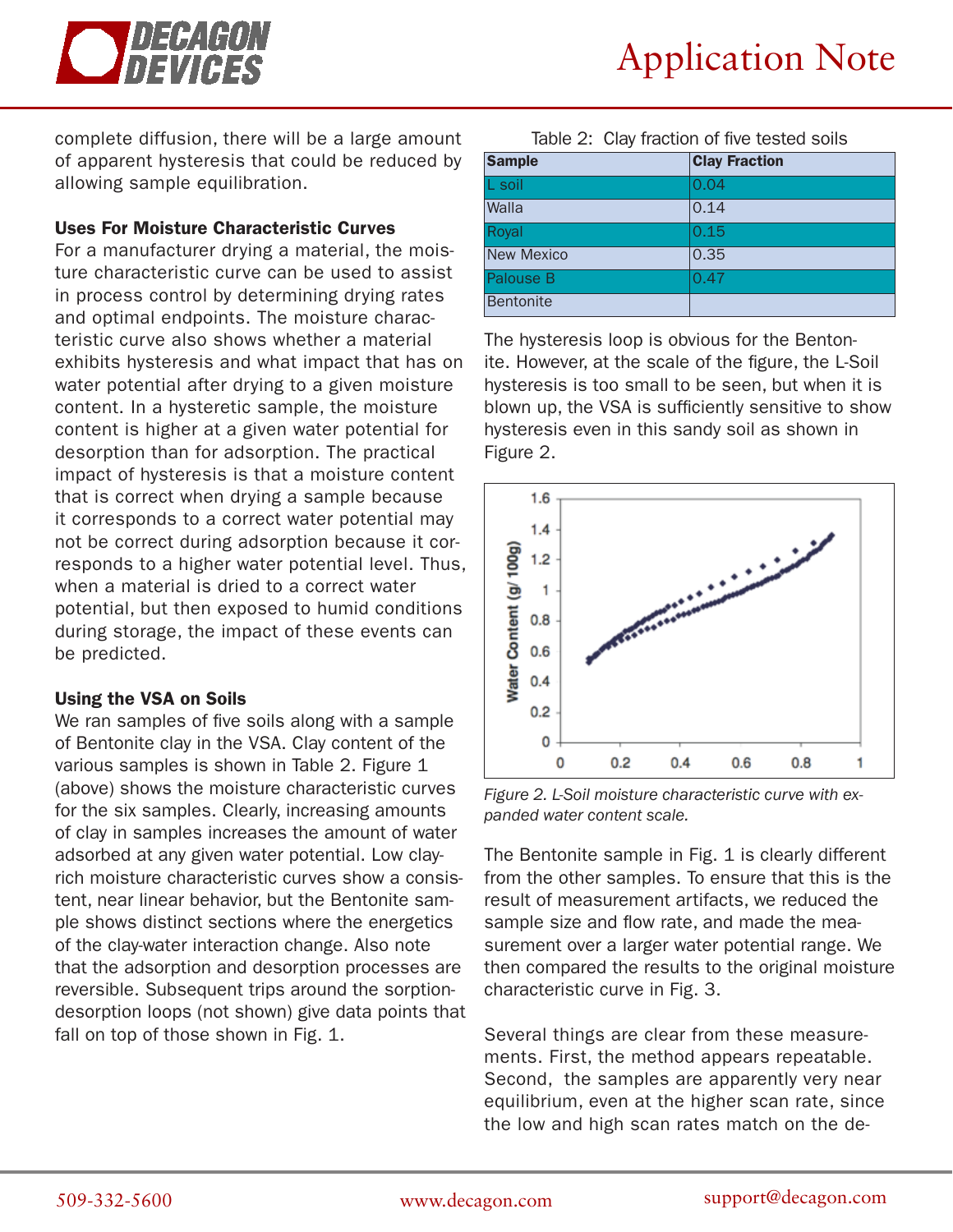complete diffusion, there will be a large amount of apparent hysteresis that could be reduced by allowing sample equilibration.

### Uses For Moisture Characteristic Curves

For a manufacturer drying a material, the moisture characteristic curve can be used to assist in process control by determining drying rates and optimal endpoints. The moisture characteristic curve also shows whether a material exhibits hysteresis and what impact that has on water potential after drying to a given moisture content. In a hysteretic sample, the moisture content is higher at a given water potential for desorption than for adsorption. The practical impact of hysteresis is that a moisture content that is correct when drying a sample because it corresponds to a correct water potential may not be correct during adsorption because it corresponds to a higher water potential level. Thus, when a material is dried to a correct water potential, but then exposed to humid conditions during storage, the impact of these events can be predicted.

### Using the VSA on Soils

We ran samples of five soils along with a sample of Bentonite clay in the VSA. Clay content of the various samples is shown in Table 2. Figure 1 (above) shows the moisture characteristic curves for the six samples. Clearly, increasing amounts of clay in samples increases the amount of water adsorbed at any given water potential. Low clay-rich moisture characteristic curves show a consistent, near linear behavior, but the Bentonite sample shows distinct sections where the energetics of the clay-water interaction change. Also note that the adsorption and desorption processes are reversible. Subsequent trips around the sorption-desorption loops (not shown) give data points that fall on top of those shown in Fig. 1.

Table 2: Clay fraction of five tested soils

| Sample | Clay Fraction |
|---|---|
| L soil | 0.04 |
| Walla | 0.14 |
| Royal | 0.15 |
| New Mexico | 0.35 |
| Palouse B | 0.47 |
| Bentonite | |

The hysteresis loop is obvious for the Bentonite. However, at the scale of the figure, the L-Soil hysteresis is too small to be seen, but when it is blown up, the VSA is sufficiently sensitive to show hysteresis even in this sandy soil as shown in Figure 2.

*Figure 2. L-Soil moisture characteristic curve with expanded water content scale.*

The Bentonite sample in Fig. 1 is clearly different from the other samples. To ensure that this is the result of measurement artifacts, we reduced the sample size and flow rate, and made the measurement over a larger water potential range. We then compared the results to the original moisture characteristic curve in Fig. 3.

Several things are clear from these measurements. First, the method appears repeatable. Second, the samples are apparently very near equilibrium, even at the higher scan rate, since the low and high scan rates match on the de-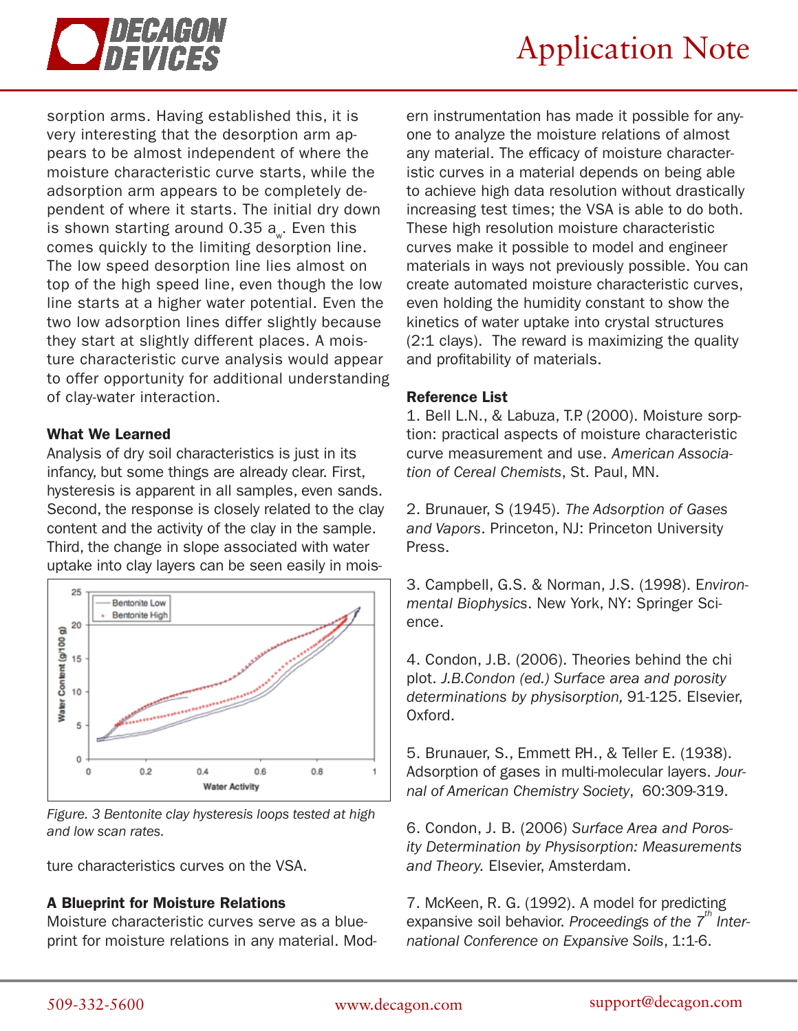sorption arms. Having established this, it is very interesting that the desorption arm appears to be almost independent of where the moisture characteristic curve starts, while the adsorption arm appears to be completely dependent of where it starts. The initial dry down is shown starting around 0.35 $a_w$. Even this comes quickly to the limiting desorption line. The low speed desorption line lies almost on top of the high speed line, even though the low line starts at a higher water potential. Even the two low adsorption lines differ slightly because they start at slightly different places. A moisture characteristic curve analysis would appear to offer opportunity for additional understanding of clay-water interaction.

**What We Learned**

Analysis of dry soil characteristics is just in its infancy, but some things are already clear. First, hysteresis is apparent in all samples, even sands. Second, the response is closely related to the clay content and the activity of the clay in the sample. Third, the change in slope associated with water uptake into clay layers can be seen easily in moisture characteristics curves on the VSA.

*Figure. 3 Bentonite clay hysteresis loops tested at high and low scan rates.*

**A Blueprint for Moisture Relations**

Moisture characteristic curves serve as a blueprint for moisture relations in any material. Modern instrumentation has made it possible for anyone to analyze the moisture relations of almost any material. The efficacy of moisture characteristic curves in a material depends on being able to achieve high data resolution without drastically increasing test times; the VSA is able to do both. These high resolution moisture characteristic curves make it possible to model and engineer materials in ways not previously possible. You can create automated moisture characteristic curves, even holding the humidity constant to show the kinetics of water uptake into crystal structures (2:1 clays). The reward is maximizing the quality and profitability of materials.

**Reference List**

1. Bell L.N., & Labuza, T.P. (2000). Moisture sorption: practical aspects of moisture characteristic curve measurement and use. *American Association of Cereal Chemists*, St. Paul, MN.

2. Brunauer, S (1945). *The Adsorption of Gases and Vapors*. Princeton, NJ: Princeton University Press.

3. Campbell, G.S. & Norman, J.S. (1998). E*nvironmental Biophysics*. New York, NY: Springer Science.

4. Condon, J.B. (2006). Theories behind the chi plot. *J.B.Condon (ed.) Surface area and porosity determinations by physisorption,* 91-125. Elsevier, Oxford.

5. Brunauer, S., Emmett P.H., & Teller E. (1938). Adsorption of gases in multi-molecular layers. *Journal of American Chemistry Society*, 60:309-319.

6. Condon, J. B. (2006) *Surface Area and Porosity Determination by Physisorption: Measurements and Theory.* Elsevier, Amsterdam.

7. McKeen, R. G. (1992). A model for predicting expansive soil behavior. *Proceedings of the 7th International Conference on Expansive Soils*, 1:1-6.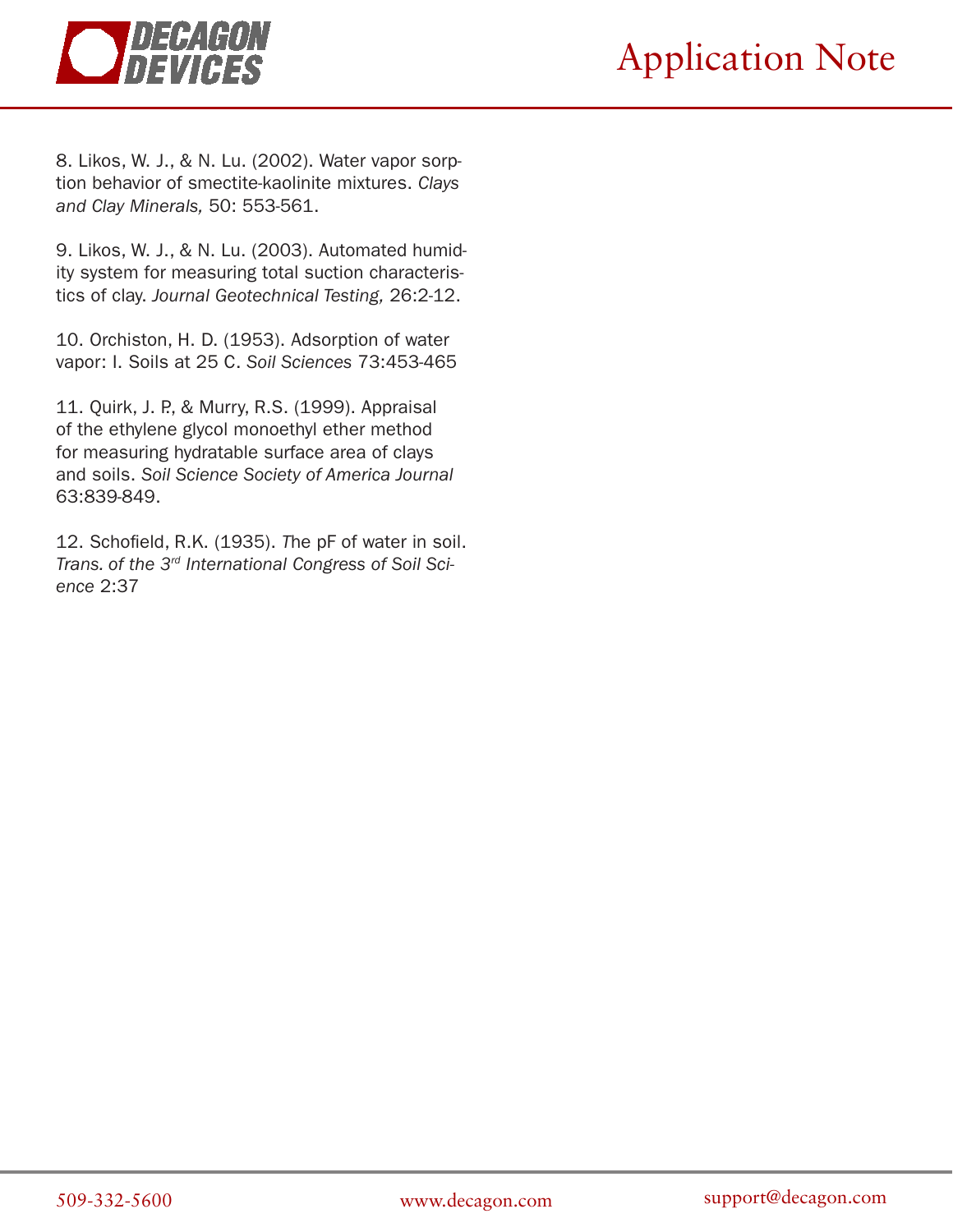8. Likos, W. J., & N. Lu. (2002). Water vapor sorption behavior of smectite-kaolinite mixtures. *Clays and Clay Minerals,* 50: 553-561.

9. Likos, W. J., & N. Lu. (2003). Automated humidity system for measuring total suction characteristics of clay. *Journal Geotechnical Testing,* 26:2-12.

10. Orchiston, H. D. (1953). Adsorption of water vapor: I. Soils at 25 C. *Soil Sciences* 73:453-465

11. Quirk, J. P., & Murry, R.S. (1999). Appraisal of the ethylene glycol monoethyl ether method for measuring hydratable surface area of clays and soils. *Soil Science Society of America Journal* 63:839-849.

12. Schofield, R.K. (1935). The pF of water in soil. *Trans. of the 3rd International Congress of Soil Science* 2:37